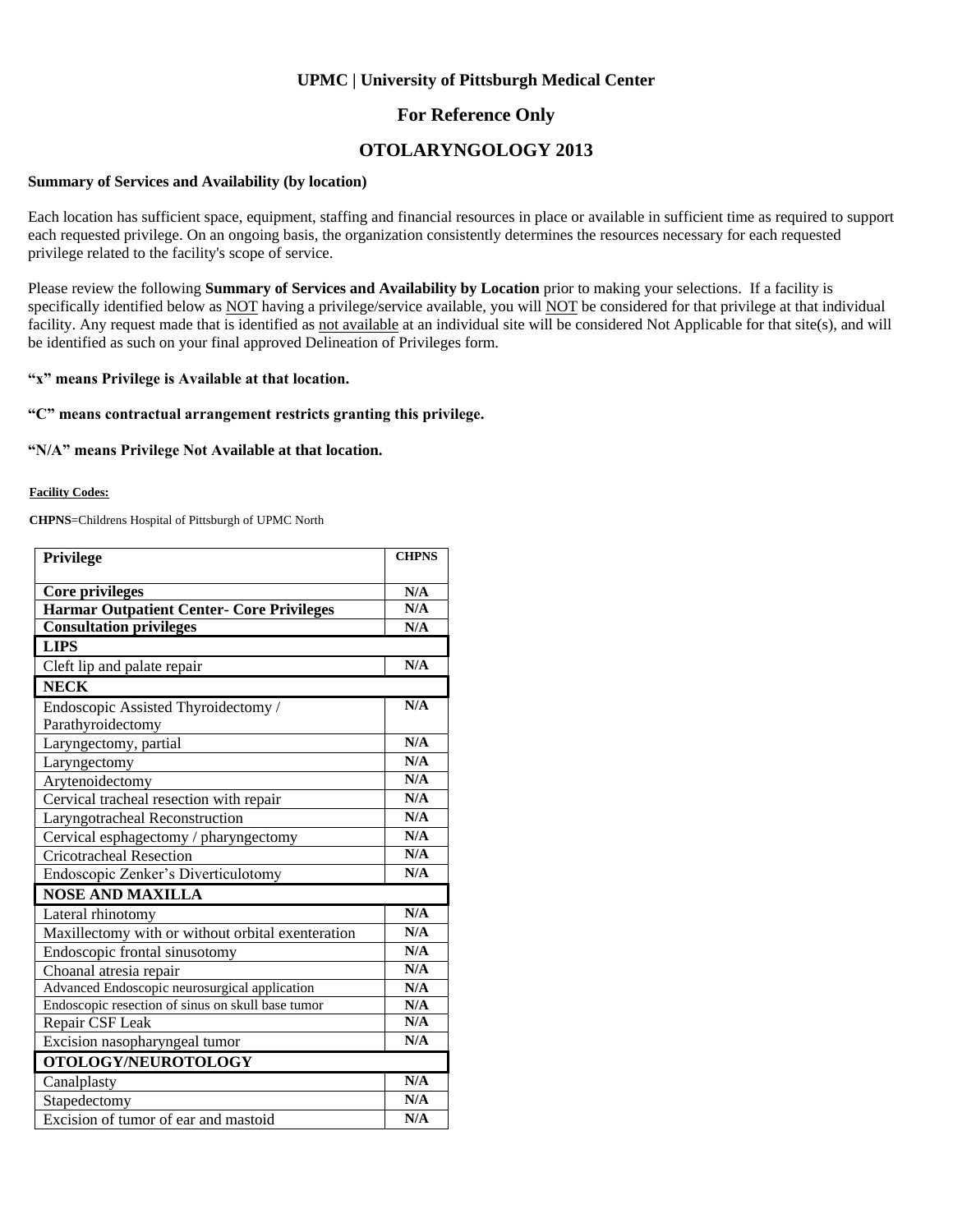**UPMC | University of Pittsburgh Medical Center**

## For Reference Only

# OTOLARYNGOLOGY 2013

**Summary of Services and Availability (by location)**

Each location has sufficient space, equipment, staffing and financial resources in place or available in sufficient time as required to support each requested privilege. On an ongoing basis, the organization consistently determines the resources necessary for each requested privilege related to the facility's scope of service.

Please review the following **Summary of Services and Availability by Location** prior to making your selections. If a facility is specifically identified below as NOT having a privilege/service available, you will NOT be considered for that privilege at that individual facility. Any request made that is identified as not available at an individual site will be considered Not Applicable for that site(s), and will be identified as such on your final approved Delineation of Privileges form.

**"x" means Privilege is Available at that location.**

**"C" means contractual arrangement restricts granting this privilege.**

**"N/A" means Privilege Not Available at that location.**

**Facility Codes:**

**CHPNS**=Childrens Hospital of Pittsburgh of UPMC North

| Privilege | CHPNS |
|---|---|
| **Core privileges** | N/A |
| **Harmar Outpatient Center- Core Privileges** | N/A |
| **Consultation privileges** | N/A |
| **LIPS** | |
| Cleft lip and palate repair | N/A |
| **NECK** | |
| Endoscopic Assisted Thyroidectomy / Parathyroidectomy | N/A |
| Laryngectomy, partial | N/A |
| Laryngectomy | N/A |
| Arytenoidectomy | N/A |
| Cervical tracheal resection with repair | N/A |
| Laryngotracheal Reconstruction | N/A |
| Cervical esphagectomy / pharyngectomy | N/A |
| Cricotracheal Resection | N/A |
| Endoscopic Zenker's Diverticulotomy | N/A |
| **NOSE AND MAXILLA** | |
| Lateral rhinotomy | N/A |
| Maxillectomy with or without orbital exenteration | N/A |
| Endoscopic frontal sinusotomy | N/A |
| Choanal atresia repair | N/A |
| Advanced Endoscopic neurosurgical application | N/A |
| Endoscopic resection of sinus on skull base tumor | N/A |
| Repair CSF Leak | N/A |
| Excision nasopharyngeal tumor | N/A |
| **OTOLOGY/NEUROTOLOGY** | |
| Canalplasty | N/A |
| Stapedectomy | N/A |
| Excision of tumor of ear and mastoid | N/A |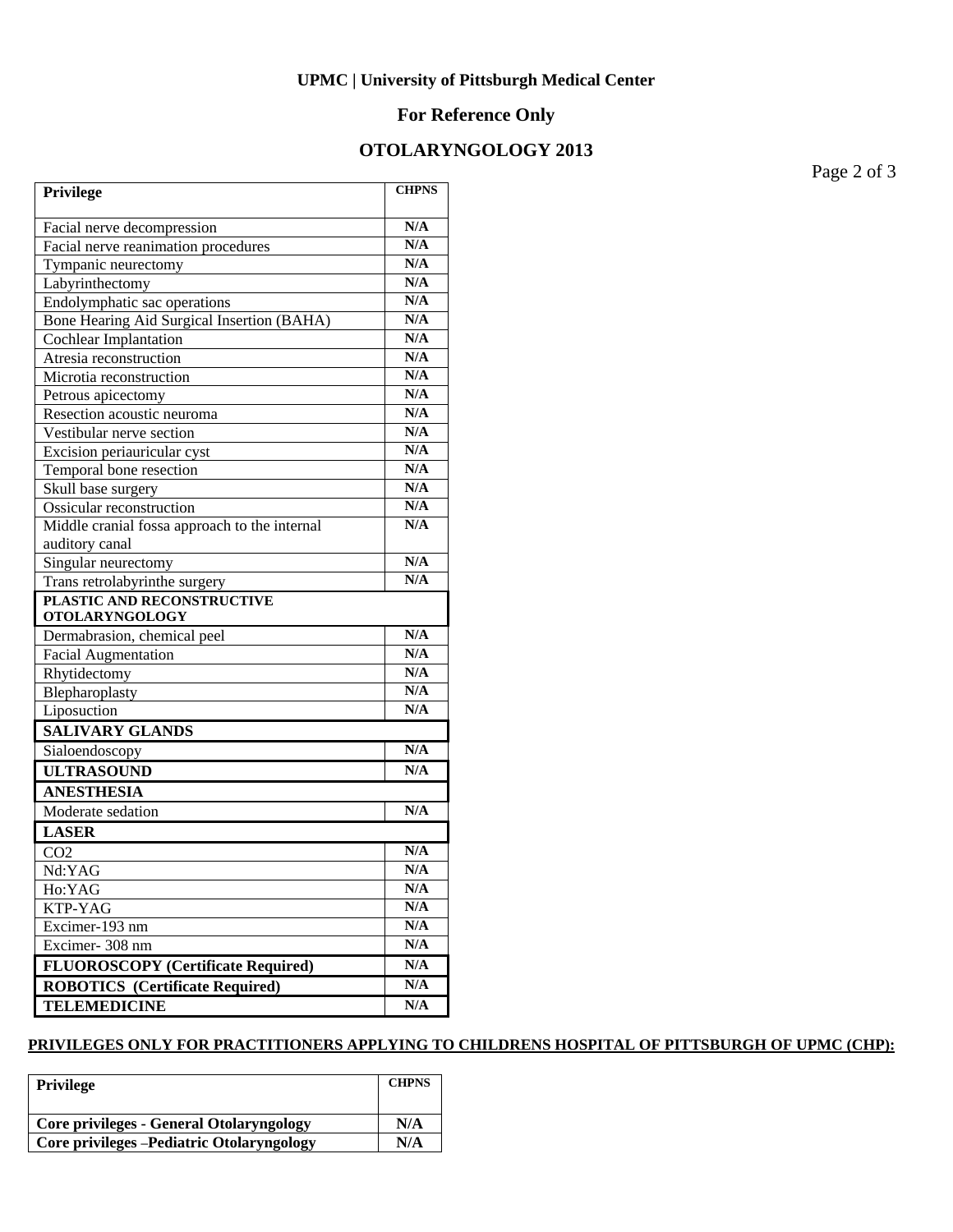**UPMC | University of Pittsburgh Medical Center**

**For Reference Only**

**OTOLARYNGOLOGY 2013**

| Privilege | CHPNS |
|---|---|
| Facial nerve decompression | N/A |
| Facial nerve reanimation procedures | N/A |
| Tympanic neurectomy | N/A |
| Labyrinthectomy | N/A |
| Endolymphatic sac operations | N/A |
| Bone Hearing Aid Surgical Insertion (BAHA) | N/A |
| Cochlear Implantation | N/A |
| Atresia reconstruction | N/A |
| Microtia reconstruction | N/A |
| Petrous apicectomy | N/A |
| Resection acoustic neuroma | N/A |
| Vestibular nerve section | N/A |
| Excision periauricular cyst | N/A |
| Temporal bone resection | N/A |
| Skull base surgery | N/A |
| Ossicular reconstruction | N/A |
| Middle cranial fossa approach to the internal auditory canal | N/A |
| Singular neurectomy | N/A |
| Trans retrolabyrinthe surgery | N/A |
| **PLASTIC AND RECONSTRUCTIVE OTOLARYNGOLOGY** | |
| Dermabrasion, chemical peel | N/A |
| Facial Augmentation | N/A |
| Rhytidectomy | N/A |
| Blepharoplasty | N/A |
| Liposuction | N/A |
| **SALIVARY GLANDS** | |
| Sialoendoscopy | N/A |
| **ULTRASOUND** | N/A |
| **ANESTHESIA** | |
| Moderate sedation | N/A |
| **LASER** | |
| CO2 | N/A |
| Nd:YAG | N/A |
| Ho:YAG | N/A |
| KTP-YAG | N/A |
| Excimer-193 nm | N/A |
| Excimer- 308 nm | N/A |
| **FLUOROSCOPY (Certificate Required)** | N/A |
| **ROBOTICS (Certificate Required)** | N/A |
| **TELEMEDICINE** | N/A |

**PRIVILEGES ONLY FOR PRACTITIONERS APPLYING TO CHILDRENS HOSPITAL OF PITTSBURGH OF UPMC (CHP):**

| Privilege | CHPNS |
|---|---|
| **Core privileges - General Otolaryngology** | N/A |
| **Core privileges –Pediatric Otolaryngology** | N/A |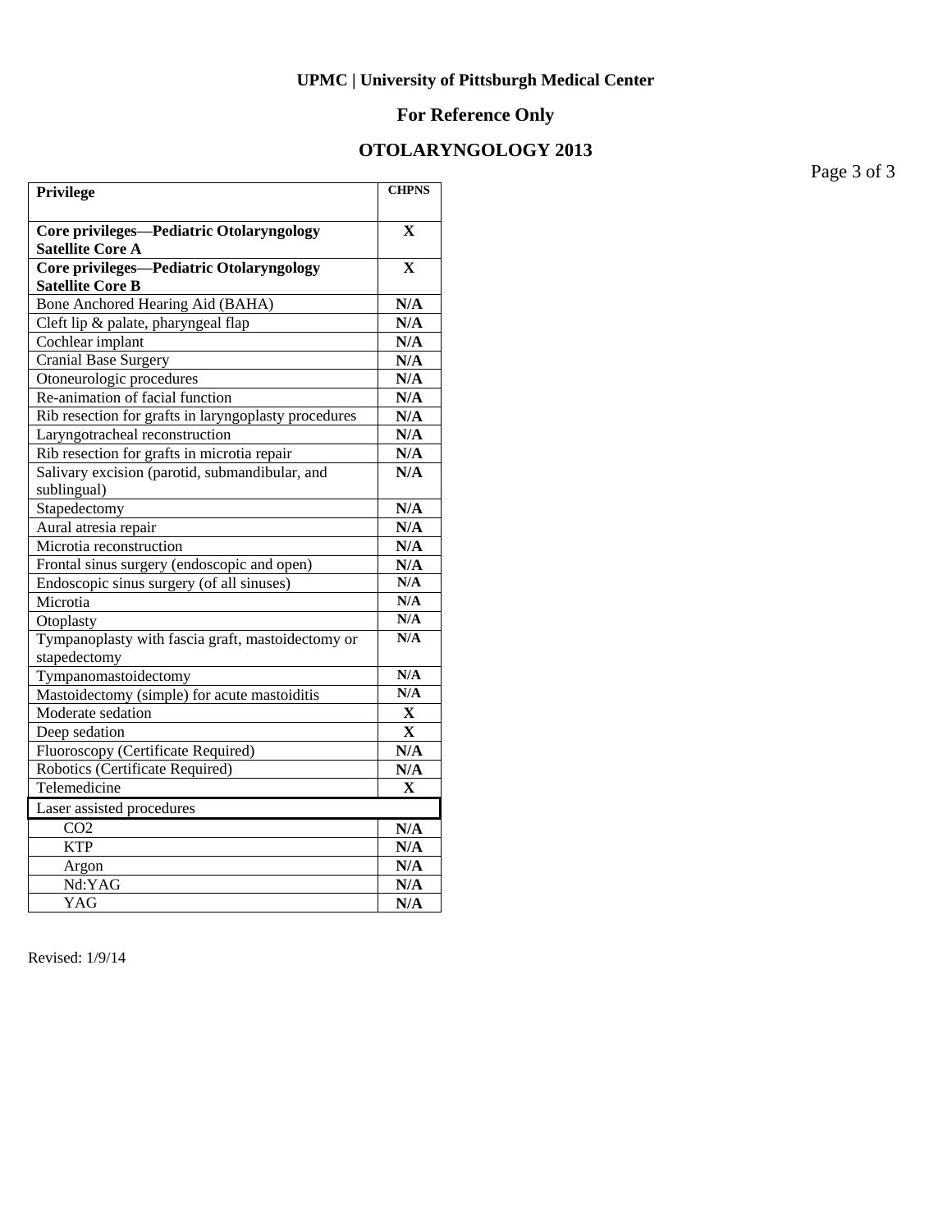**UPMC | University of Pittsburgh Medical Center**

**For Reference Only**

## OTOLARYNGOLOGY 2013

| Privilege | CHPNS |
|---|---|
| **Core privileges—Pediatric Otolaryngology Satellite Core A** | **X** |
| **Core privileges—Pediatric Otolaryngology Satellite Core B** | **X** |
| Bone Anchored Hearing Aid (BAHA) | **N/A** |
| Cleft lip & palate, pharyngeal flap | **N/A** |
| Cochlear implant | **N/A** |
| Cranial Base Surgery | **N/A** |
| Otoneurologic procedures | **N/A** |
| Re-animation of facial function | **N/A** |
| Rib resection for grafts in laryngoplasty procedures | **N/A** |
| Laryngotracheal reconstruction | **N/A** |
| Rib resection for grafts in microtia repair | **N/A** |
| Salivary excision (parotid, submandibular, and sublingual) | **N/A** |
| Stapedectomy | **N/A** |
| Aural atresia repair | **N/A** |
| Microtia reconstruction | **N/A** |
| Frontal sinus surgery (endoscopic and open) | **N/A** |
| Endoscopic sinus surgery (of all sinuses) | **N/A** |
| Microtia | **N/A** |
| Otoplasty | **N/A** |
| Tympanoplasty with fascia graft, mastoidectomy or stapedectomy | **N/A** |
| Tympanomastoidectomy | **N/A** |
| Mastoidectomy (simple) for acute mastoiditis | **N/A** |
| Moderate sedation | **X** |
| Deep sedation | **X** |
| Fluoroscopy (Certificate Required) | **N/A** |
| Robotics (Certificate Required) | **N/A** |
| Telemedicine | **X** |
| Laser assisted procedures | |
| CO2 | **N/A** |
| KTP | **N/A** |
| Argon | **N/A** |
| Nd:YAG | **N/A** |
| YAG | **N/A** |

Revised: 1/9/14